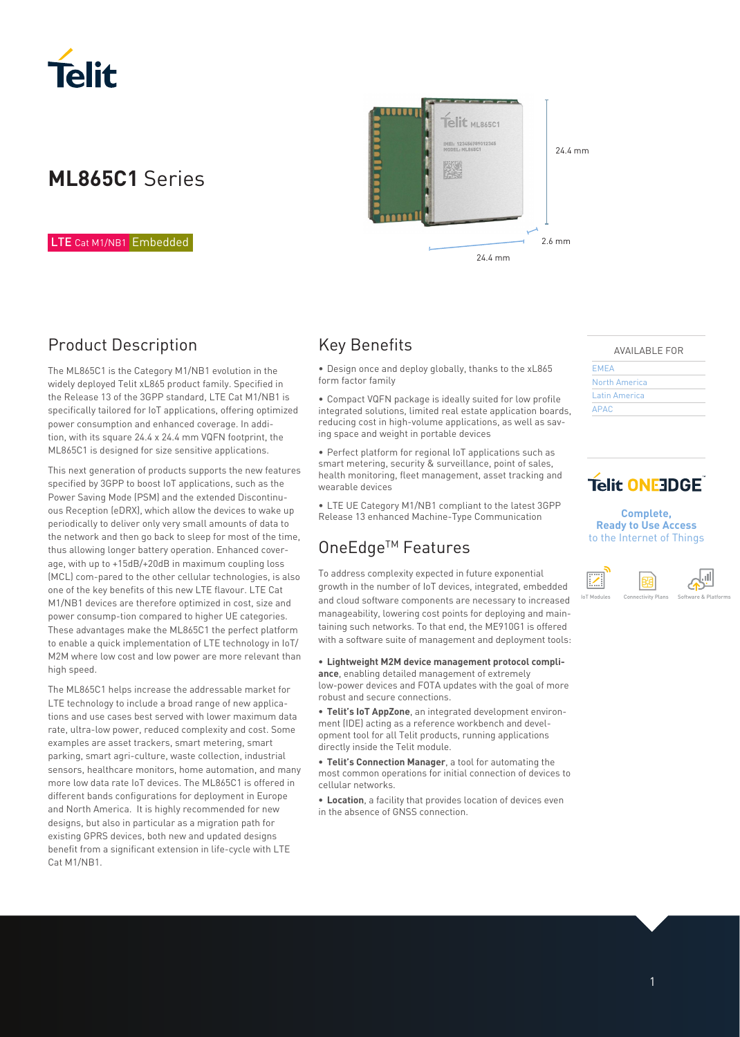# ML865C1 Series

LTE Cat M1/NB1 Embedded

24.4 mm

2.6 mm

24.4 mm

## Product Description

The ML865C1 is the Category M1/NB1 evolution in the widely deployed Telit xL865 product family. Specified in the Release 13 of the 3GPP standard, LTE Cat M1/NB1 is specifically tailored for IoT applications, offering optimized power consumption and enhanced coverage. In addition, with its square 24.4 x 24.4 mm VQFN footprint, the ML865C1 is designed for size sensitive applications.

This next generation of products supports the new features specified by 3GPP to boost IoT applications, such as the Power Saving Mode (PSM) and the extended Discontinuous Reception (eDRX), which allow the devices to wake up periodically to deliver only very small amounts of data to the network and then go back to sleep for most of the time, thus allowing longer battery operation. Enhanced coverage, with up to +15dB/+20dB in maximum coupling loss (MCL) com-pared to the other cellular technologies, is also one of the key benefits of this new LTE flavour. LTE Cat M1/NB1 devices are therefore optimized in cost, size and power consump-tion compared to higher UE categories. These advantages make the ML865C1 the perfect platform to enable a quick implementation of LTE technology in IoT/M2M where low cost and low power are more relevant than high speed.

The ML865C1 helps increase the addressable market for LTE technology to include a broad range of new applications and use cases best served with lower maximum data rate, ultra-low power, reduced complexity and cost. Some examples are asset trackers, smart metering, smart parking, smart agri-culture, waste collection, industrial sensors, healthcare monitors, home automation, and many more low data rate IoT devices. The ML865C1 is offered in different bands configurations for deployment in Europe and North America. It is highly recommended for new designs, but also in particular as a migration path for existing GPRS devices, both new and updated designs benefit from a significant extension in life-cycle with LTE Cat M1/NB1.

## Key Benefits

- Design once and deploy globally, thanks to the xL865 form factor family
- Compact VQFN package is ideally suited for low profile integrated solutions, limited real estate application boards, reducing cost in high-volume applications, as well as saving space and weight in portable devices
- Perfect platform for regional IoT applications such as smart metering, security & surveillance, point of sales, health monitoring, fleet management, asset tracking and wearable devices
- LTE UE Category M1/NB1 compliant to the latest 3GPP Release 13 enhanced Machine-Type Communication

## OneEdge™ Features

To address complexity expected in future exponential growth in the number of IoT devices, integrated, embedded and cloud software components are necessary to increased manageability, lowering cost points for deploying and maintaining such networks. To that end, the ME910G1 is offered with a software suite of management and deployment tools:

- **Lightweight M2M device management protocol compliance**, enabling detailed management of extremely low-power devices and FOTA updates with the goal of more robust and secure connections.
- **Telit's IoT AppZone**, an integrated development environment (IDE) acting as a reference workbench and development tool for all Telit products, running applications directly inside the Telit module.
- **Telit's Connection Manager**, a tool for automating the most common operations for initial connection of devices to cellular networks.
- **Location**, a facility that provides location of devices even in the absence of GNSS connection.

AVAILABLE FOR

- EMEA
- North America
- Latin America
- APAC

Telit ONEEDGE™

**Complete, Ready to Use Access** to the Internet of Things

IoT Modules | Connectivity Plans | Software & Platforms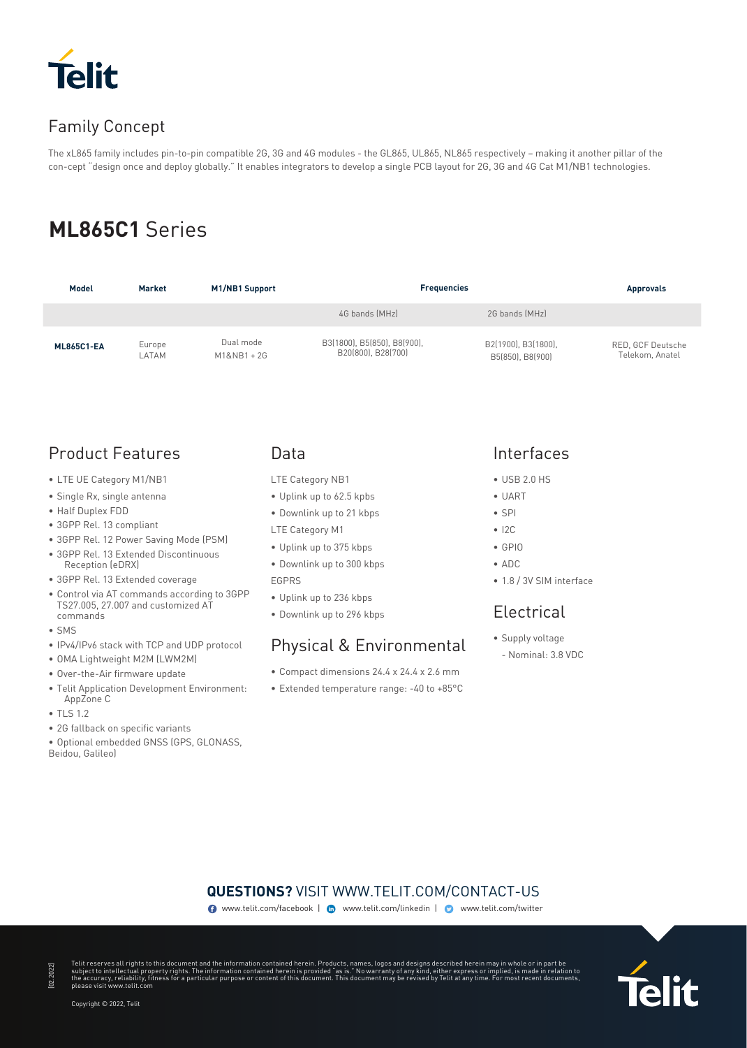## Family Concept

The xL865 family includes pin-to-pin compatible 2G, 3G and 4G modules - the GL865, UL865, NL865 respectively – making it another pillar of the con-cept "design once and deploy globally." It enables integrators to develop a single PCB layout for 2G, 3G and 4G Cat M1/NB1 technologies.

# **ML865C1** Series

| Model | Market | M1/NB1 Support | Frequencies | | Approvals |
|---|---|---|---|---|---|
| | | | 4G bands (MHz) | 2G bands (MHz) | |
| **ML865C1-EA** | Europe LATAM | Dual mode M1&NB1 + 2G | B3(1800), B5(850), B8(900), B20(800), B28(700) | B2(1900), B3(1800), B5(850), B8(900) | RED, GCF Deutsche Telekom, Anatel |

## Product Features

- LTE UE Category M1/NB1
- Single Rx, single antenna
- Half Duplex FDD
- 3GPP Rel. 13 compliant
- 3GPP Rel. 12 Power Saving Mode (PSM)
- 3GPP Rel. 13 Extended Discontinuous Reception (eDRX)
- 3GPP Rel. 13 Extended coverage
- Control via AT commands according to 3GPP TS27.005, 27.007 and customized AT commands
- SMS
- IPv4/IPv6 stack with TCP and UDP protocol
- OMA Lightweight M2M (LWM2M)
- Over-the-Air firmware update
- Telit Application Development Environment: AppZone C
- TLS 1.2
- 2G fallback on specific variants
- Optional embedded GNSS (GPS, GLONASS, Beidou, Galileo)

## Data

LTE Category NB1

- Uplink up to 62.5 kpbs
- Downlink up to 21 kbps

LTE Category M1

- Uplink up to 375 kbps
- Downlink up to 300 kbps

EGPRS

- Uplink up to 236 kbps
- Downlink up to 296 kbps

## Physical & Environmental

- Compact dimensions 24.4 x 24.4 x 2.6 mm
- Extended temperature range: -40 to +85°C

## Interfaces

- USB 2.0 HS
- UART
- SPI
- I2C
- GPIO
- ADC
- 1.8 / 3V SIM interface

## Electrical

- Supply voltage
  - Nominal: 3.8 VDC

**QUESTIONS?** VISIT WWW.TELIT.COM/CONTACT-US

www.telit.com/facebook | www.telit.com/linkedin | www.telit.com/twitter

Telit reserves all rights to this document and the information contained herein. Products, names, logos and designs described herein may in whole or in part be subject to intellectual property rights. The information contained herein is provided "as is." No warranty of any kind, either express or implied, is made in relation to the accuracy, reliability, fitness for a particular purpose or content of this document. This document may be revised by Telit at any time. For most recent documents, please visit www.telit.com

Copyright © 2022, Telit

[02.2022]